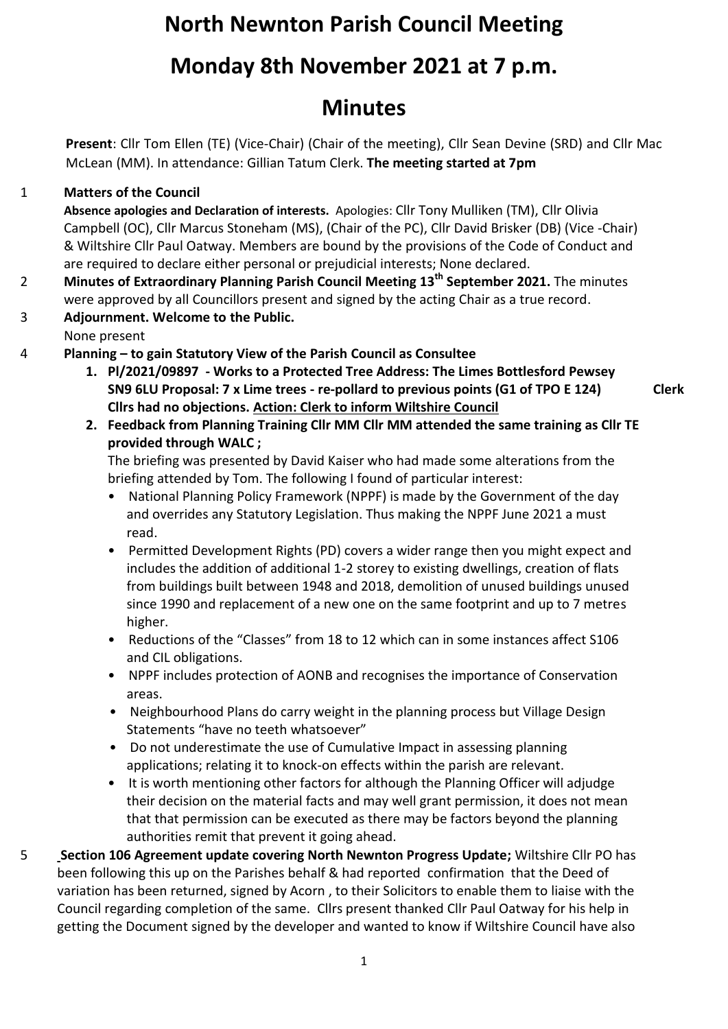# North Newnton Parish Council Meeting

# Monday 8th November 2021 at 7 p.m.

# Minutes

**Present**: Cllr Tom Ellen (TE) (Vice-Chair) (Chair of the meeting), Cllr Sean Devine (SRD) and Cllr Mac McLean (MM). In attendance: Gillian Tatum Clerk. **The meeting started at 7pm**

1 **Matters of the Council**

**Absence apologies and Declaration of interests.** Apologies: Cllr Tony Mulliken (TM), Cllr Olivia Campbell (OC), Cllr Marcus Stoneham (MS), (Chair of the PC), Cllr David Brisker (DB) (Vice -Chair) & Wiltshire Cllr Paul Oatway. Members are bound by the provisions of the Code of Conduct and are required to declare either personal or prejudicial interests; None declared.

2 **Minutes of Extraordinary Planning Parish Council Meeting 13th September 2021.** The minutes were approved by all Councillors present and signed by the acting Chair as a true record.

3 **Adjournment. Welcome to the Public.**

None present

4 **Planning – to gain Statutory View of the Parish Council as Consultee**

1. **Pl/2021/09897 - Works to a Protected Tree Address: The Limes Bottlesford Pewsey SN9 6LU Proposal: 7 x Lime trees - re-pollard to previous points (G1 of TPO E 124)** **Clerk**
   **Cllrs had no objections. Action: Clerk to inform Wiltshire Council**
2. **Feedback from Planning Training Cllr MM Cllr MM attended the same training as Cllr TE provided through WALC ;**

   The briefing was presented by David Kaiser who had made some alterations from the briefing attended by Tom. The following I found of particular interest:

   - National Planning Policy Framework (NPPF) is made by the Government of the day and overrides any Statutory Legislation. Thus making the NPPF June 2021 a must read.
   - Permitted Development Rights (PD) covers a wider range then you might expect and includes the addition of additional 1-2 storey to existing dwellings, creation of flats from buildings built between 1948 and 2018, demolition of unused buildings unused since 1990 and replacement of a new one on the same footprint and up to 7 metres higher.
   - Reductions of the "Classes" from 18 to 12 which can in some instances affect S106 and CIL obligations.
   - NPPF includes protection of AONB and recognises the importance of Conservation areas.
   - Neighbourhood Plans do carry weight in the planning process but Village Design Statements "have no teeth whatsoever"
   - Do not underestimate the use of Cumulative Impact in assessing planning applications; relating it to knock-on effects within the parish are relevant.
   - It is worth mentioning other factors for although the Planning Officer will adjudge their decision on the material facts and may well grant permission, it does not mean that that permission can be executed as there may be factors beyond the planning authorities remit that prevent it going ahead.

5 **Section 106 Agreement update covering North Newnton Progress Update;** Wiltshire Cllr PO has been following this up on the Parishes behalf & had reported confirmation that the Deed of variation has been returned, signed by Acorn , to their Solicitors to enable them to liaise with the Council regarding completion of the same. Cllrs present thanked Cllr Paul Oatway for his help in getting the Document signed by the developer and wanted to know if Wiltshire Council have also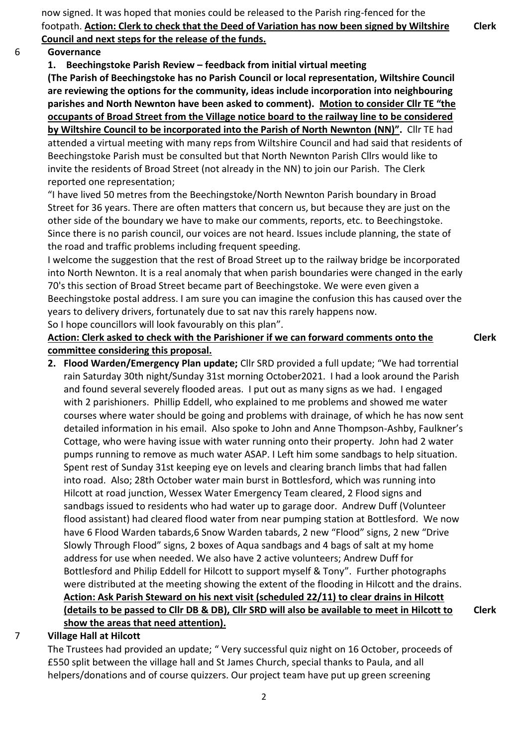now signed. It was hoped that monies could be released to the Parish ring-fenced for the footpath. **Action: Clerk to check that the Deed of Variation has now been signed by Wiltshire Council and next steps for the release of the funds.** **Clerk**

6 **Governance**

**1. Beechingstoke Parish Review – feedback from initial virtual meeting**

**(The Parish of Beechingstoke has no Parish Council or local representation, Wiltshire Council are reviewing the options for the community, ideas include incorporation into neighbouring parishes and North Newnton have been asked to comment). Motion to consider Cllr TE "the occupants of Broad Street from the Village notice board to the railway line to be considered by Wiltshire Council to be incorporated into the Parish of North Newnton (NN)".** Cllr TE had attended a virtual meeting with many reps from Wiltshire Council and had said that residents of Beechingstoke Parish must be consulted but that North Newnton Parish Cllrs would like to invite the residents of Broad Street (not already in the NN) to join our Parish. The Clerk reported one representation;

"I have lived 50 metres from the Beechingstoke/North Newnton Parish boundary in Broad Street for 36 years. There are often matters that concern us, but because they are just on the other side of the boundary we have to make our comments, reports, etc. to Beechingstoke. Since there is no parish council, our voices are not heard. Issues include planning, the state of the road and traffic problems including frequent speeding.

I welcome the suggestion that the rest of Broad Street up to the railway bridge be incorporated into North Newnton. It is a real anomaly that when parish boundaries were changed in the early 70's this section of Broad Street became part of Beechingstoke. We were even given a Beechingstoke postal address. I am sure you can imagine the confusion this has caused over the years to delivery drivers, fortunately due to sat nav this rarely happens now.

So I hope councillors will look favourably on this plan".

**Action: Clerk asked to check with the Parishioner if we can forward comments onto the committee considering this proposal.** **Clerk**

**2. Flood Warden/Emergency Plan update;** Cllr SRD provided a full update; "We had torrential rain Saturday 30th night/Sunday 31st morning October2021. I had a look around the Parish and found several severely flooded areas. I put out as many signs as we had. I engaged with 2 parishioners. Phillip Eddell, who explained to me problems and showed me water courses where water should be going and problems with drainage, of which he has now sent detailed information in his email. Also spoke to John and Anne Thompson-Ashby, Faulkner's Cottage, who were having issue with water running onto their property. John had 2 water pumps running to remove as much water ASAP. I Left him some sandbags to help situation. Spent rest of Sunday 31st keeping eye on levels and clearing branch limbs that had fallen into road. Also; 28th October water main burst in Bottlesford, which was running into Hilcott at road junction, Wessex Water Emergency Team cleared, 2 Flood signs and sandbags issued to residents who had water up to garage door. Andrew Duff (Volunteer flood assistant) had cleared flood water from near pumping station at Bottlesford. We now have 6 Flood Warden tabards,6 Snow Warden tabards, 2 new "Flood" signs, 2 new "Drive Slowly Through Flood" signs, 2 boxes of Aqua sandbags and 4 bags of salt at my home address for use when needed. We also have 2 active volunteers; Andrew Duff for Bottlesford and Philip Eddell for Hilcott to support myself & Tony". Further photographs were distributed at the meeting showing the extent of the flooding in Hilcott and the drains. **Action: Ask Parish Steward on his next visit (scheduled 22/11) to clear drains in Hilcott (details to be passed to Cllr DB & DB), Cllr SRD will also be available to meet in Hilcott to show the areas that need attention).** **Clerk**

7 **Village Hall at Hilcott**

The Trustees had provided an update; " Very successful quiz night on 16 October, proceeds of £550 split between the village hall and St James Church, special thanks to Paula, and all helpers/donations and of course quizzers. Our project team have put up green screening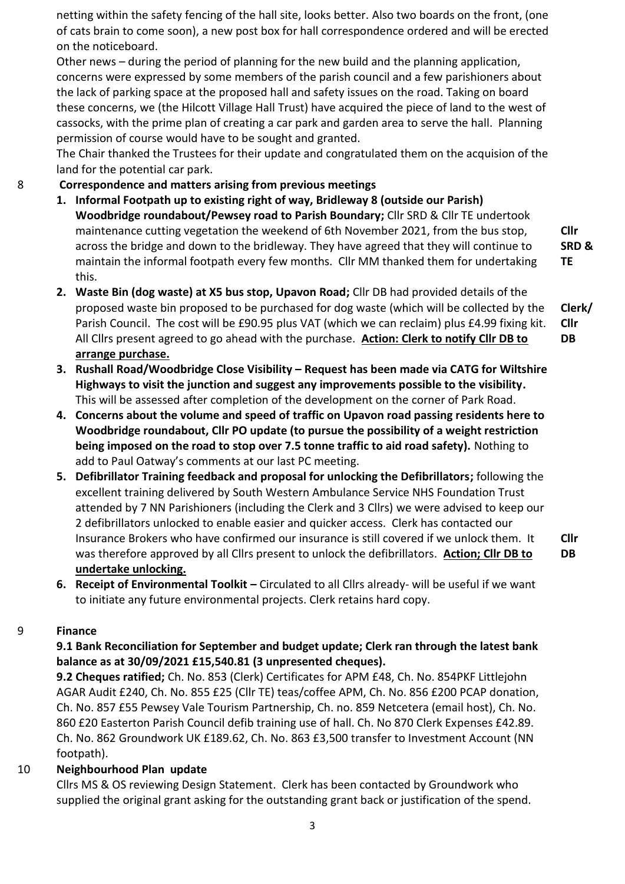netting within the safety fencing of the hall site, looks better. Also two boards on the front, (one of cats brain to come soon), a new post box for hall correspondence ordered and will be erected on the noticeboard.

Other news – during the period of planning for the new build and the planning application, concerns were expressed by some members of the parish council and a few parishioners about the lack of parking space at the proposed hall and safety issues on the road. Taking on board these concerns, we (the Hilcott Village Hall Trust) have acquired the piece of land to the west of cassocks, with the prime plan of creating a car park and garden area to serve the hall. Planning permission of course would have to be sought and granted.

The Chair thanked the Trustees for their update and congratulated them on the acquision of the land for the potential car park.

## 8 Correspondence and matters arising from previous meetings

1. **Informal Footpath up to existing right of way, Bridleway 8 (outside our Parish) Woodbridge roundabout/Pewsey road to Parish Boundary;** Cllr SRD & Cllr TE undertook maintenance cutting vegetation the weekend of 6th November 2021, from the bus stop, across the bridge and down to the bridleway. They have agreed that they will continue to maintain the informal footpath every few months. Cllr MM thanked them for undertaking this. **Cllr SRD & TE**
2. **Waste Bin (dog waste) at X5 bus stop, Upavon Road;** Cllr DB had provided details of the proposed waste bin proposed to be purchased for dog waste (which will be collected by the Parish Council. The cost will be £90.95 plus VAT (which we can reclaim) plus £4.99 fixing kit. All Cllrs present agreed to go ahead with the purchase. **Action: Clerk to notify Cllr DB to arrange purchase.** **Clerk/ Cllr DB**
3. **Rushall Road/Woodbridge Close Visibility – Request has been made via CATG for Wiltshire Highways to visit the junction and suggest any improvements possible to the visibility.** This will be assessed after completion of the development on the corner of Park Road.
4. **Concerns about the volume and speed of traffic on Upavon road passing residents here to Woodbridge roundabout, Cllr PO update (to pursue the possibility of a weight restriction being imposed on the road to stop over 7.5 tonne traffic to aid road safety).** Nothing to add to Paul Oatway's comments at our last PC meeting.
5. **Defibrillator Training feedback and proposal for unlocking the Defibrillators;** following the excellent training delivered by South Western Ambulance Service NHS Foundation Trust attended by 7 NN Parishioners (including the Clerk and 3 Cllrs) we were advised to keep our 2 defibrillators unlocked to enable easier and quicker access. Clerk has contacted our Insurance Brokers who have confirmed our insurance is still covered if we unlock them. It was therefore approved by all Cllrs present to unlock the defibrillators. **Action; Cllr DB to undertake unlocking.** **Cllr DB**
6. **Receipt of Environmental Toolkit –** Circulated to all Cllrs already- will be useful if we want to initiate any future environmental projects. Clerk retains hard copy.

## 9 Finance

**9.1 Bank Reconciliation for September and budget update; Clerk ran through the latest bank balance as at 30/09/2021 £15,540.81 (3 unpresented cheques).**

**9.2 Cheques ratified;** Ch. No. 853 (Clerk) Certificates for APM £48, Ch. No. 854PKF Littlejohn AGAR Audit £240, Ch. No. 855 £25 (Cllr TE) teas/coffee APM, Ch. No. 856 £200 PCAP donation, Ch. No. 857 £55 Pewsey Vale Tourism Partnership, Ch. no. 859 Netcetera (email host), Ch. No. 860 £20 Easterton Parish Council defib training use of hall. Ch. No 870 Clerk Expenses £42.89. Ch. No. 862 Groundwork UK £189.62, Ch. No. 863 £3,500 transfer to Investment Account (NN footpath).

## 10 Neighbourhood Plan update

Cllrs MS & OS reviewing Design Statement. Clerk has been contacted by Groundwork who supplied the original grant asking for the outstanding grant back or justification of the spend.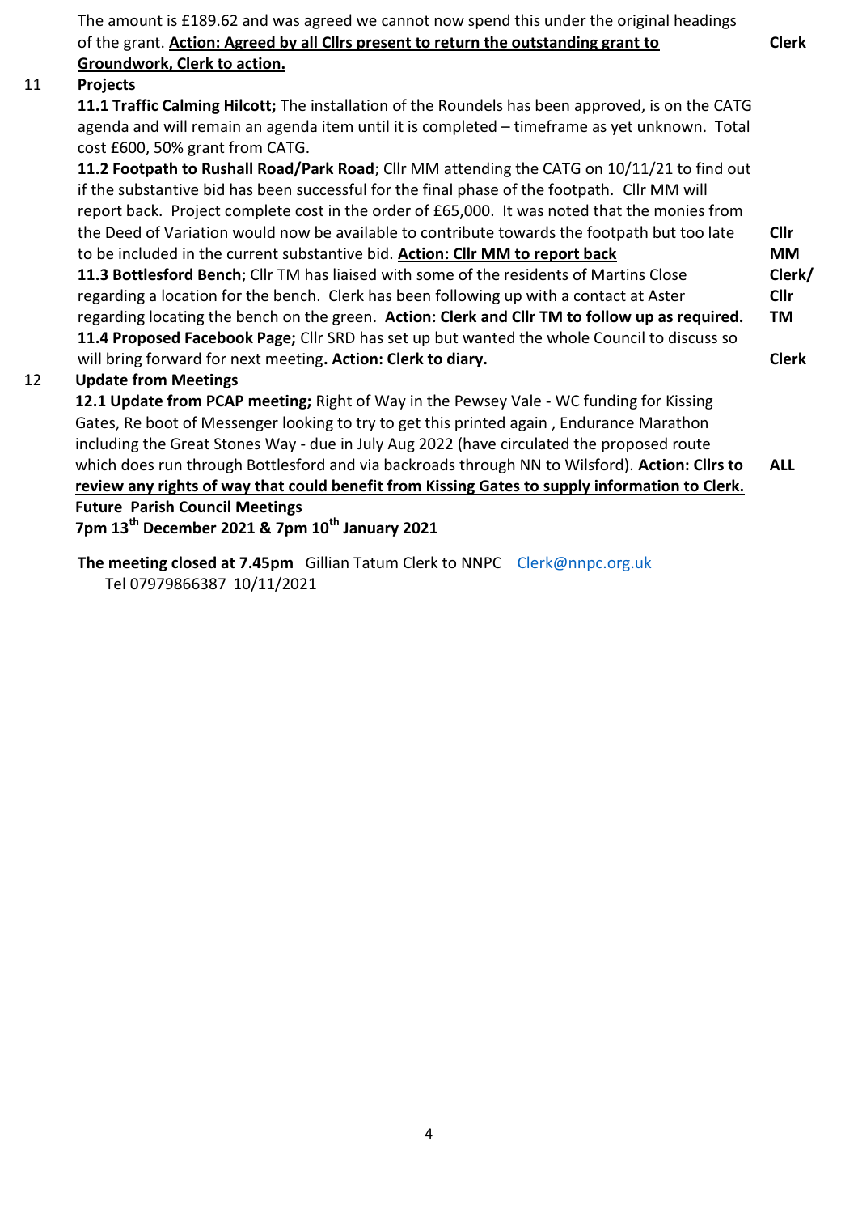The amount is £189.62 and was agreed we cannot now spend this under the original headings of the grant. **Action: Agreed by all Cllrs present to return the outstanding grant to Groundwork, Clerk to action.** **Clerk**

## 11 Projects

**11.1 Traffic Calming Hilcott;** The installation of the Roundels has been approved, is on the CATG agenda and will remain an agenda item until it is completed – timeframe as yet unknown. Total cost £600, 50% grant from CATG.

**11.2 Footpath to Rushall Road/Park Road**; Cllr MM attending the CATG on 10/11/21 to find out if the substantive bid has been successful for the final phase of the footpath. Cllr MM will report back. Project complete cost in the order of £65,000. It was noted that the monies from the Deed of Variation would now be available to contribute towards the footpath but too late to be included in the current substantive bid. **Action: Cllr MM to report back** **Cllr MM**

**11.3 Bottlesford Bench**; Cllr TM has liaised with some of the residents of Martins Close regarding a location for the bench. Clerk has been following up with a contact at Aster regarding locating the bench on the green. **Action: Clerk and Cllr TM to follow up as required.** **Clerk/ Cllr TM**

**11.4 Proposed Facebook Page;** Cllr SRD has set up but wanted the whole Council to discuss so will bring forward for next meeting**. Action: Clerk to diary.** **Clerk**

## 12 Update from Meetings

**12.1 Update from PCAP meeting;** Right of Way in the Pewsey Vale - WC funding for Kissing Gates, Re boot of Messenger looking to try to get this printed again , Endurance Marathon including the Great Stones Way - due in July Aug 2022 (have circulated the proposed route which does run through Bottlesford and via backroads through NN to Wilsford). **Action: Cllrs to review any rights of way that could benefit from Kissing Gates to supply information to Clerk.** **ALL**

**Future Parish Council Meetings**

**7pm 13th December 2021 & 7pm 10th January 2021**

**The meeting closed at 7.45pm** Gillian Tatum Clerk to NNPC Clerk@nnpc.org.uk
Tel 07979866387 10/11/2021